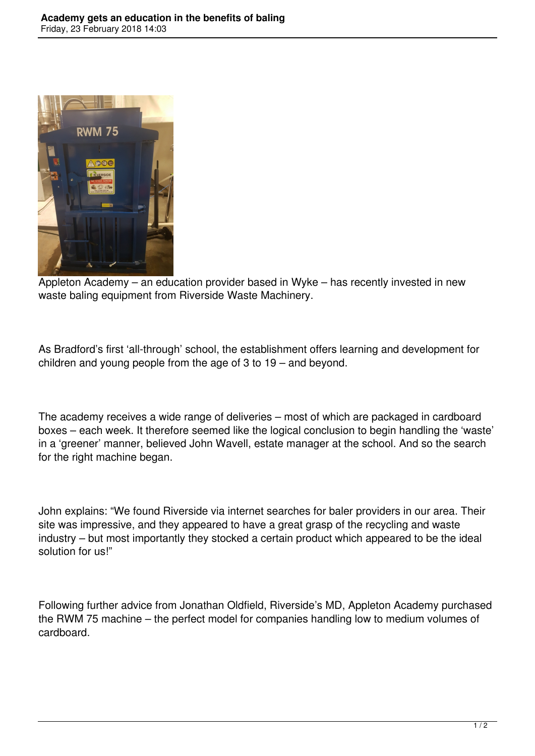# Academy gets an education in the benefits of baling

Friday, 23 February 2018 14:03

Appleton Academy – an education provider based in Wyke – has recently invested in new waste baling equipment from Riverside Waste Machinery.

As Bradford's first 'all-through' school, the establishment offers learning and development for children and young people from the age of 3 to 19 – and beyond.

The academy receives a wide range of deliveries – most of which are packaged in cardboard boxes – each week. It therefore seemed like the logical conclusion to begin handling the 'waste' in a 'greener' manner, believed John Wavell, estate manager at the school. And so the search for the right machine began.

John explains: "We found Riverside via internet searches for baler providers in our area. Their site was impressive, and they appeared to have a great grasp of the recycling and waste industry – but most importantly they stocked a certain product which appeared to be the ideal solution for us!"

Following further advice from Jonathan Oldfield, Riverside's MD, Appleton Academy purchased the RWM 75 machine – the perfect model for companies handling low to medium volumes of cardboard.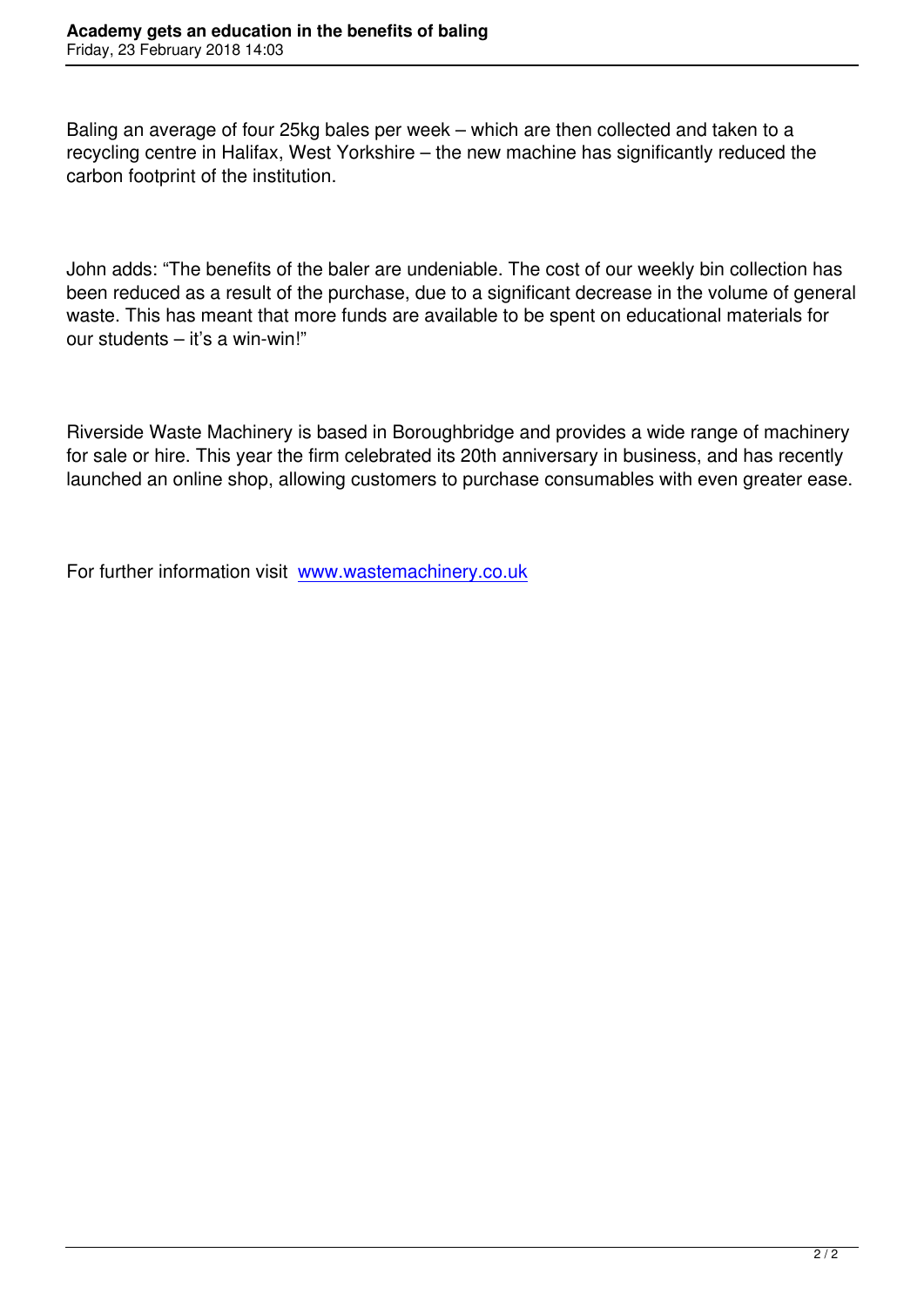Baling an average of four 25kg bales per week – which are then collected and taken to a recycling centre in Halifax, West Yorkshire – the new machine has significantly reduced the carbon footprint of the institution.

John adds: “The benefits of the baler are undeniable. The cost of our weekly bin collection has been reduced as a result of the purchase, due to a significant decrease in the volume of general waste. This has meant that more funds are available to be spent on educational materials for our students – it’s a win-win!”

Riverside Waste Machinery is based in Boroughbridge and provides a wide range of machinery for sale or hire. This year the firm celebrated its 20th anniversary in business, and has recently launched an online shop, allowing customers to purchase consumables with even greater ease.

For further information visit [www.wastemachinery.co.uk](http://www.wastemachinery.co.uk)